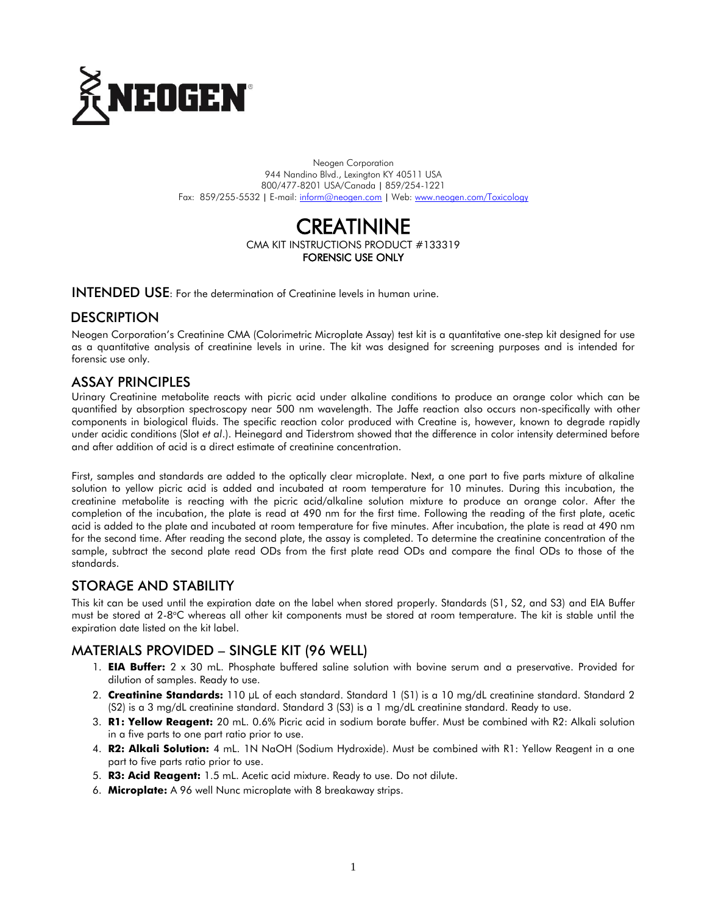NEOGEN®

Neogen Corporation
944 Nandino Blvd., Lexington KY 40511 USA
800/477-8201 USA/Canada | 859/254-1221
Fax: 859/255-5532 | E-mail: inform@neogen.com | Web: www.neogen.com/Toxicology

# CREATININE

CMA KIT INSTRUCTIONS PRODUCT #133319
FORENSIC USE ONLY

## INTENDED USE: For the determination of Creatinine levels in human urine.

## DESCRIPTION

Neogen Corporation's Creatinine CMA (Colorimetric Microplate Assay) test kit is a quantitative one-step kit designed for use as a quantitative analysis of creatinine levels in urine. The kit was designed for screening purposes and is intended for forensic use only.

## ASSAY PRINCIPLES

Urinary Creatinine metabolite reacts with picric acid under alkaline conditions to produce an orange color which can be quantified by absorption spectroscopy near 500 nm wavelength. The Jaffe reaction also occurs non-specifically with other components in biological fluids. The specific reaction color produced with Creatine is, however, known to degrade rapidly under acidic conditions (Slot *et al*.). Heinegard and Tiderstrom showed that the difference in color intensity determined before and after addition of acid is a direct estimate of creatinine concentration.

First, samples and standards are added to the optically clear microplate. Next, a one part to five parts mixture of alkaline solution to yellow picric acid is added and incubated at room temperature for 10 minutes. During this incubation, the creatinine metabolite is reacting with the picric acid/alkaline solution mixture to produce an orange color. After the completion of the incubation, the plate is read at 490 nm for the first time. Following the reading of the first plate, acetic acid is added to the plate and incubated at room temperature for five minutes. After incubation, the plate is read at 490 nm for the second time. After reading the second plate, the assay is completed. To determine the creatinine concentration of the sample, subtract the second plate read ODs from the first plate read ODs and compare the final ODs to those of the standards.

## STORAGE AND STABILITY

This kit can be used until the expiration date on the label when stored properly. Standards (S1, S2, and S3) and EIA Buffer must be stored at 2-8°C whereas all other kit components must be stored at room temperature. The kit is stable until the expiration date listed on the kit label.

## MATERIALS PROVIDED – SINGLE KIT (96 WELL)

1. **EIA Buffer:** 2 x 30 mL. Phosphate buffered saline solution with bovine serum and a preservative. Provided for dilution of samples. Ready to use.
2. **Creatinine Standards:** 110 µL of each standard. Standard 1 (S1) is a 10 mg/dL creatinine standard. Standard 2 (S2) is a 3 mg/dL creatinine standard. Standard 3 (S3) is a 1 mg/dL creatinine standard. Ready to use.
3. **R1: Yellow Reagent:** 20 mL. 0.6% Picric acid in sodium borate buffer. Must be combined with R2: Alkali solution in a five parts to one part ratio prior to use.
4. **R2: Alkali Solution:** 4 mL. 1N NaOH (Sodium Hydroxide). Must be combined with R1: Yellow Reagent in a one part to five parts ratio prior to use.
5. **R3: Acid Reagent:** 1.5 mL. Acetic acid mixture. Ready to use. Do not dilute.
6. **Microplate:** A 96 well Nunc microplate with 8 breakaway strips.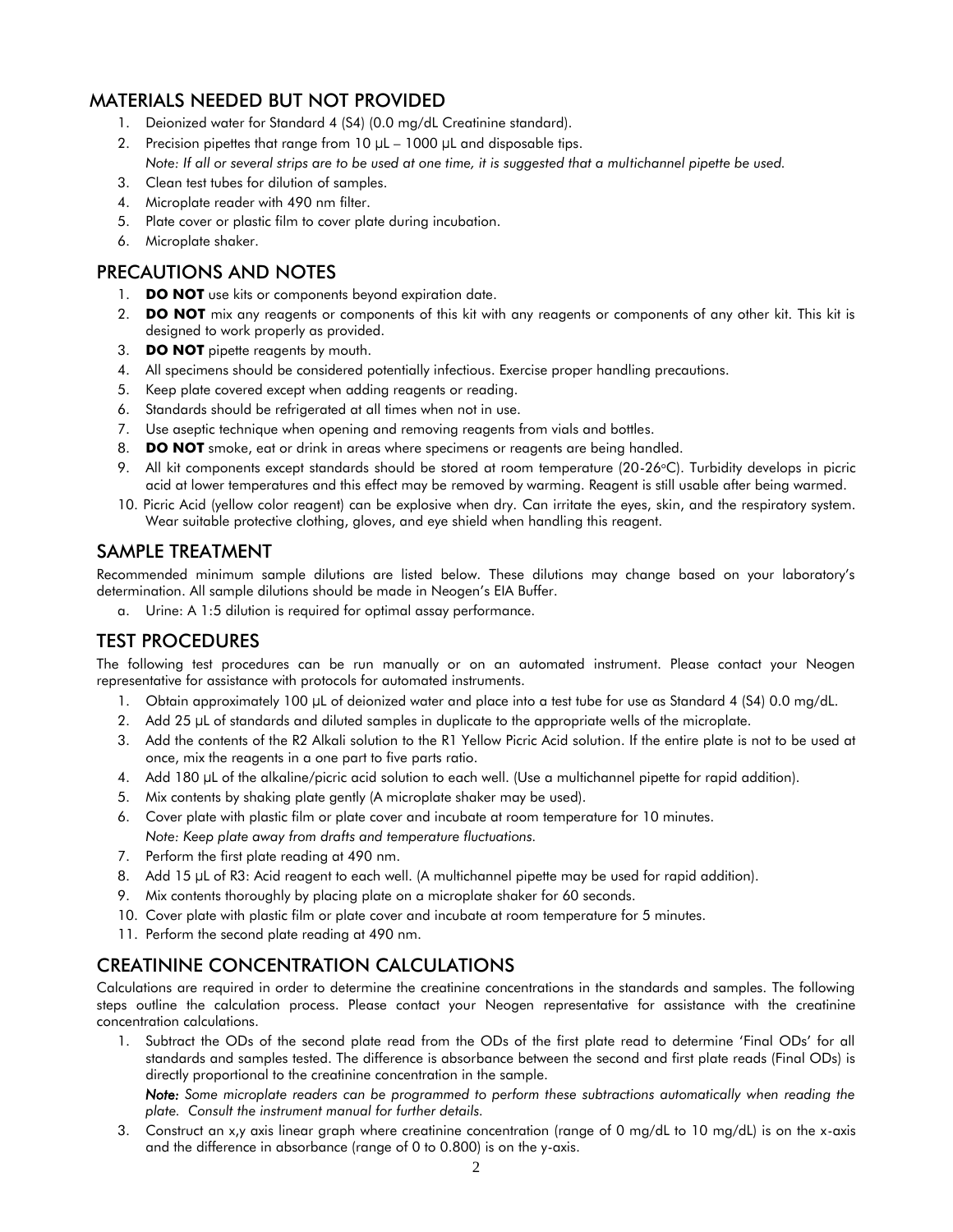## MATERIALS NEEDED BUT NOT PROVIDED

1. Deionized water for Standard 4 (S4) (0.0 mg/dL Creatinine standard).
2. Precision pipettes that range from 10 µL – 1000 µL and disposable tips.
   *Note: If all or several strips are to be used at one time, it is suggested that a multichannel pipette be used.*
3. Clean test tubes for dilution of samples.
4. Microplate reader with 490 nm filter.
5. Plate cover or plastic film to cover plate during incubation.
6. Microplate shaker.

## PRECAUTIONS AND NOTES

1. **DO NOT** use kits or components beyond expiration date.
2. **DO NOT** mix any reagents or components of this kit with any reagents or components of any other kit. This kit is designed to work properly as provided.
3. **DO NOT** pipette reagents by mouth.
4. All specimens should be considered potentially infectious. Exercise proper handling precautions.
5. Keep plate covered except when adding reagents or reading.
6. Standards should be refrigerated at all times when not in use.
7. Use aseptic technique when opening and removing reagents from vials and bottles.
8. **DO NOT** smoke, eat or drink in areas where specimens or reagents are being handled.
9. All kit components except standards should be stored at room temperature (20-26°C). Turbidity develops in picric acid at lower temperatures and this effect may be removed by warming. Reagent is still usable after being warmed.
10. Picric Acid (yellow color reagent) can be explosive when dry. Can irritate the eyes, skin, and the respiratory system. Wear suitable protective clothing, gloves, and eye shield when handling this reagent.

## SAMPLE TREATMENT

Recommended minimum sample dilutions are listed below. These dilutions may change based on your laboratory's determination. All sample dilutions should be made in Neogen's EIA Buffer.

a. Urine: A 1:5 dilution is required for optimal assay performance.

## TEST PROCEDURES

The following test procedures can be run manually or on an automated instrument. Please contact your Neogen representative for assistance with protocols for automated instruments.

1. Obtain approximately 100 µL of deionized water and place into a test tube for use as Standard 4 (S4) 0.0 mg/dL.
2. Add 25 µL of standards and diluted samples in duplicate to the appropriate wells of the microplate.
3. Add the contents of the R2 Alkali solution to the R1 Yellow Picric Acid solution. If the entire plate is not to be used at once, mix the reagents in a one part to five parts ratio.
4. Add 180 µL of the alkaline/picric acid solution to each well. (Use a multichannel pipette for rapid addition).
5. Mix contents by shaking plate gently (A microplate shaker may be used).
6. Cover plate with plastic film or plate cover and incubate at room temperature for 10 minutes.
   *Note: Keep plate away from drafts and temperature fluctuations.*
7. Perform the first plate reading at 490 nm.
8. Add 15 µL of R3: Acid reagent to each well. (A multichannel pipette may be used for rapid addition).
9. Mix contents thoroughly by placing plate on a microplate shaker for 60 seconds.
10. Cover plate with plastic film or plate cover and incubate at room temperature for 5 minutes.
11. Perform the second plate reading at 490 nm.

## CREATININE CONCENTRATION CALCULATIONS

Calculations are required in order to determine the creatinine concentrations in the standards and samples. The following steps outline the calculation process. Please contact your Neogen representative for assistance with the creatinine concentration calculations.

1. Subtract the ODs of the second plate read from the ODs of the first plate read to determine 'Final ODs' for all standards and samples tested. The difference is absorbance between the second and first plate reads (Final ODs) is directly proportional to the creatinine concentration in the sample.

   ***Note:*** *Some microplate readers can be programmed to perform these subtractions automatically when reading the plate. Consult the instrument manual for further details.*

3. Construct an x,y axis linear graph where creatinine concentration (range of 0 mg/dL to 10 mg/dL) is on the x-axis and the difference in absorbance (range of 0 to 0.800) is on the y-axis.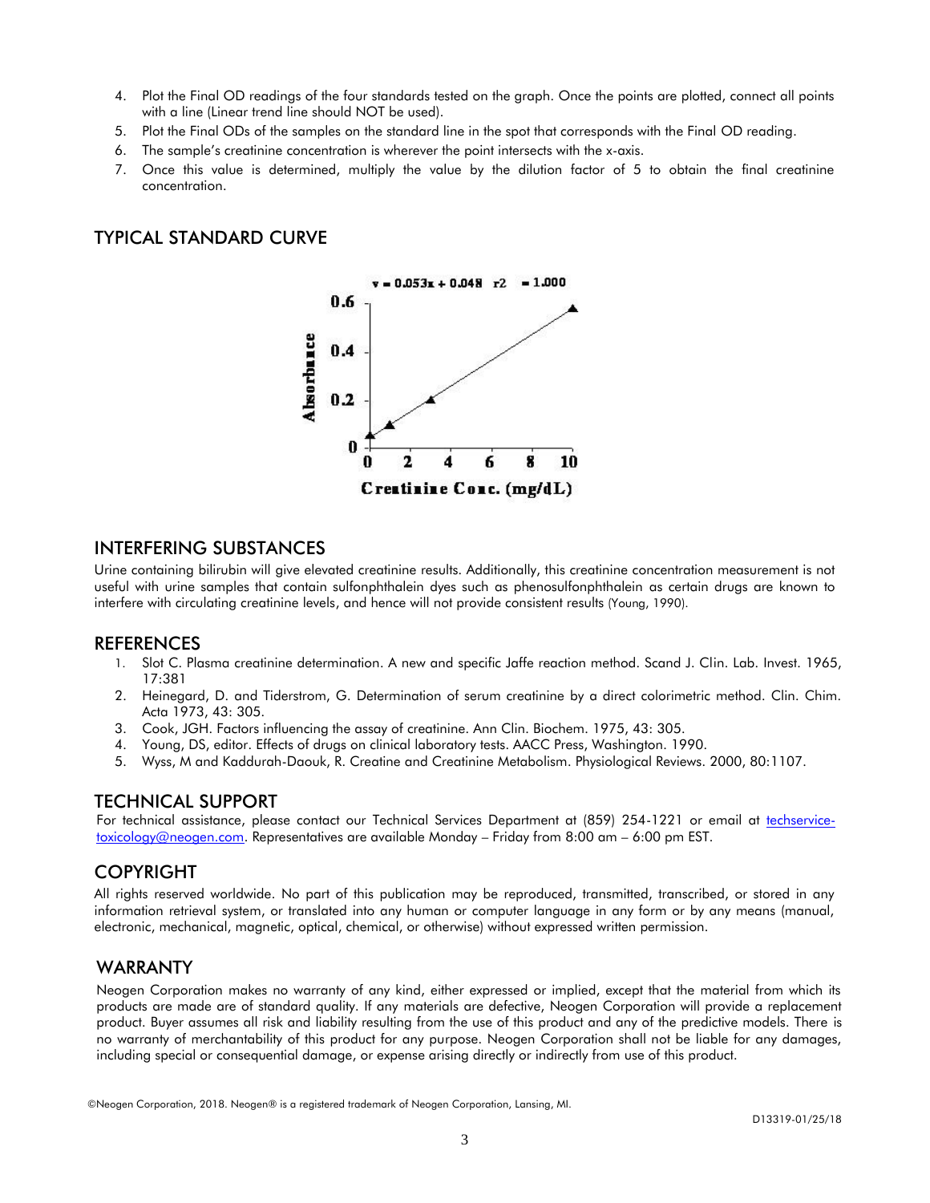4. Plot the Final OD readings of the four standards tested on the graph. Once the points are plotted, connect all points with a line (Linear trend line should NOT be used).
5. Plot the Final ODs of the samples on the standard line in the spot that corresponds with the Final OD reading.
6. The sample's creatinine concentration is wherever the point intersects with the x-axis.
7. Once this value is determined, multiply the value by the dilution factor of 5 to obtain the final creatinine concentration.

## TYPICAL STANDARD CURVE

y = 0.053x + 0.048 r2 = 1.000

Absorbance

0.6
0.4
0.2
0

0 2 4 6 8 10

Creatinine Conc. (mg/dL)

## INTERFERING SUBSTANCES

Urine containing bilirubin will give elevated creatinine results. Additionally, this creatinine concentration measurement is not useful with urine samples that contain sulfonphthalein dyes such as phenosulfonphthalein as certain drugs are known to interfere with circulating creatinine levels, and hence will not provide consistent results (Young, 1990).

## REFERENCES

1. Slot C. Plasma creatinine determination. A new and specific Jaffe reaction method. Scand J. Clin. Lab. Invest. 1965, 17:381
2. Heinegard, D. and Tiderstrom, G. Determination of serum creatinine by a direct colorimetric method. Clin. Chim. Acta 1973, 43: 305.
3. Cook, JGH. Factors influencing the assay of creatinine. Ann Clin. Biochem. 1975, 43: 305.
4. Young, DS, editor. Effects of drugs on clinical laboratory tests. AACC Press, Washington. 1990.
5. Wyss, M and Kaddurah-Daouk, R. Creatine and Creatinine Metabolism. Physiological Reviews. 2000, 80:1107.

## TECHNICAL SUPPORT

For technical assistance, please contact our Technical Services Department at (859) 254-1221 or email at techservice-toxicology@neogen.com. Representatives are available Monday – Friday from 8:00 am – 6:00 pm EST.

## COPYRIGHT

All rights reserved worldwide. No part of this publication may be reproduced, transmitted, transcribed, or stored in any information retrieval system, or translated into any human or computer language in any form or by any means (manual, electronic, mechanical, magnetic, optical, chemical, or otherwise) without expressed written permission.

## WARRANTY

Neogen Corporation makes no warranty of any kind, either expressed or implied, except that the material from which its products are made are of standard quality. If any materials are defective, Neogen Corporation will provide a replacement product. Buyer assumes all risk and liability resulting from the use of this product and any of the predictive models. There is no warranty of merchantability of this product for any purpose. Neogen Corporation shall not be liable for any damages, including special or consequential damage, or expense arising directly or indirectly from use of this product.

©Neogen Corporation, 2018. Neogen® is a registered trademark of Neogen Corporation, Lansing, MI.

D13319-01/25/18